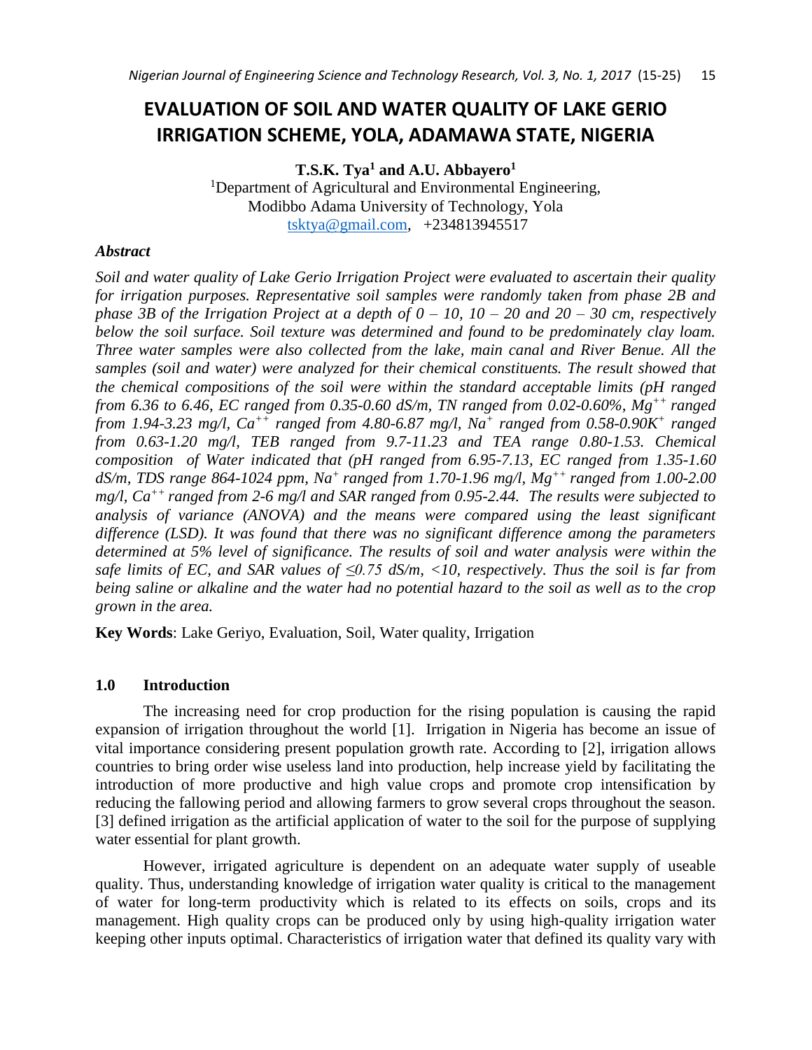# EVALUATION OF SOIL AND WATER QUALITY OF LAKE GERIO IRRIGATION SCHEME, YOLA, ADAMAWA STATE, NIGERIA

**T.S.K. Tya[1] and A.U. Abbayero[1]**

[1]Department of Agricultural and Environmental Engineering,
Modibbo Adama University of Technology, Yola
tsktya@gmail.com, +234813945517

### *Abstract*

*Soil and water quality of Lake Gerio Irrigation Project were evaluated to ascertain their quality for irrigation purposes. Representative soil samples were randomly taken from phase 2B and phase 3B of the Irrigation Project at a depth of 0 – 10, 10 – 20 and 20 – 30 cm, respectively below the soil surface. Soil texture was determined and found to be predominately clay loam. Three water samples were also collected from the lake, main canal and River Benue. All the samples (soil and water) were analyzed for their chemical constituents. The result showed that the chemical compositions of the soil were within the standard acceptable limits (pH ranged from 6.36 to 6.46, EC ranged from 0.35-0.60 dS/m, TN ranged from 0.02-0.60%, $Mg^{++}$ ranged from 1.94-3.23 mg/l, $Ca^{++}$ ranged from 4.80-6.87 mg/l, $Na^{+}$ ranged from 0.58-0.90$K^{+}$ ranged from 0.63-1.20 mg/l, TEB ranged from 9.7-11.23 and TEA range 0.80-1.53. Chemical composition of Water indicated that (pH ranged from 6.95-7.13, EC ranged from 1.35-1.60 dS/m, TDS range 864-1024 ppm, $Na^{+}$ ranged from 1.70-1.96 mg/l, $Mg^{++}$ ranged from 1.00-2.00 mg/l, $Ca^{++}$ ranged from 2-6 mg/l and SAR ranged from 0.95-2.44. The results were subjected to analysis of variance (ANOVA) and the means were compared using the least significant difference (LSD). It was found that there was no significant difference among the parameters determined at 5% level of significance. The results of soil and water analysis were within the safe limits of EC, and SAR values of $\leq 0.75$ dS/m, <10, respectively. Thus the soil is far from being saline or alkaline and the water had no potential hazard to the soil as well as to the crop grown in the area.*

**Key Words**: Lake Geriyo, Evaluation, Soil, Water quality, Irrigation

## 1.0 Introduction

The increasing need for crop production for the rising population is causing the rapid expansion of irrigation throughout the world [1]. Irrigation in Nigeria has become an issue of vital importance considering present population growth rate. According to [2], irrigation allows countries to bring order wise useless land into production, help increase yield by facilitating the introduction of more productive and high value crops and promote crop intensification by reducing the fallowing period and allowing farmers to grow several crops throughout the season. [3] defined irrigation as the artificial application of water to the soil for the purpose of supplying water essential for plant growth.

However, irrigated agriculture is dependent on an adequate water supply of useable quality. Thus, understanding knowledge of irrigation water quality is critical to the management of water for long-term productivity which is related to its effects on soils, crops and its management. High quality crops can be produced only by using high-quality irrigation water keeping other inputs optimal. Characteristics of irrigation water that defined its quality vary with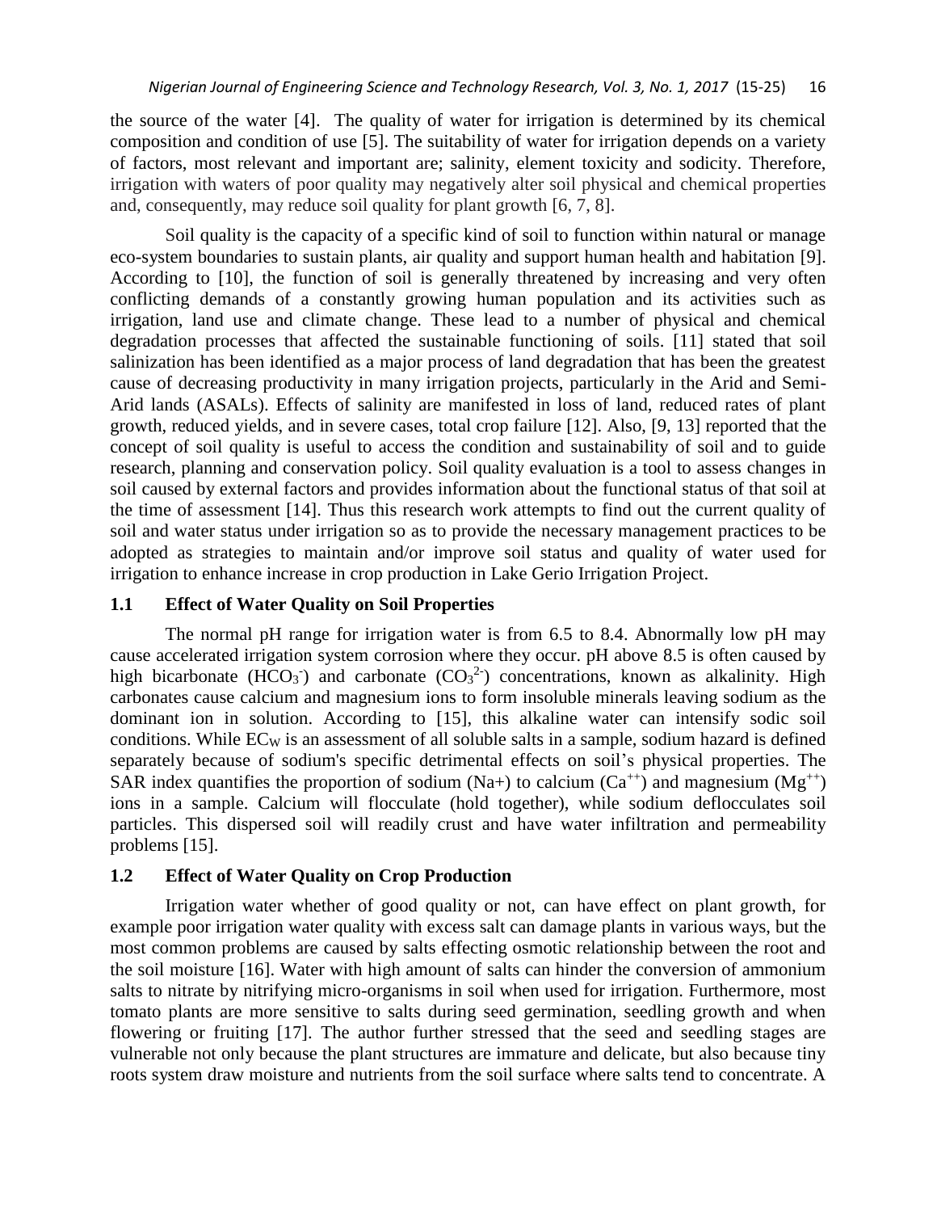the source of the water [4]. The quality of water for irrigation is determined by its chemical composition and condition of use [5]. The suitability of water for irrigation depends on a variety of factors, most relevant and important are; salinity, element toxicity and sodicity. Therefore, irrigation with waters of poor quality may negatively alter soil physical and chemical properties and, consequently, may reduce soil quality for plant growth [6, 7, 8].

Soil quality is the capacity of a specific kind of soil to function within natural or manage eco-system boundaries to sustain plants, air quality and support human health and habitation [9]. According to [10], the function of soil is generally threatened by increasing and very often conflicting demands of a constantly growing human population and its activities such as irrigation, land use and climate change. These lead to a number of physical and chemical degradation processes that affected the sustainable functioning of soils. [11] stated that soil salinization has been identified as a major process of land degradation that has been the greatest cause of decreasing productivity in many irrigation projects, particularly in the Arid and Semi-Arid lands (ASALs). Effects of salinity are manifested in loss of land, reduced rates of plant growth, reduced yields, and in severe cases, total crop failure [12]. Also, [9, 13] reported that the concept of soil quality is useful to access the condition and sustainability of soil and to guide research, planning and conservation policy. Soil quality evaluation is a tool to assess changes in soil caused by external factors and provides information about the functional status of that soil at the time of assessment [14]. Thus this research work attempts to find out the current quality of soil and water status under irrigation so as to provide the necessary management practices to be adopted as strategies to maintain and/or improve soil status and quality of water used for irrigation to enhance increase in crop production in Lake Gerio Irrigation Project.

## 1.1 Effect of Water Quality on Soil Properties

The normal pH range for irrigation water is from 6.5 to 8.4. Abnormally low pH may cause accelerated irrigation system corrosion where they occur. pH above 8.5 is often caused by high bicarbonate ($HCO_3^-$) and carbonate ($CO_3^{2-}$) concentrations, known as alkalinity. High carbonates cause calcium and magnesium ions to form insoluble minerals leaving sodium as the dominant ion in solution. According to [15], this alkaline water can intensify sodic soil conditions. While $EC_W$ is an assessment of all soluble salts in a sample, sodium hazard is defined separately because of sodium's specific detrimental effects on soil's physical properties. The SAR index quantifies the proportion of sodium ($Na+$) to calcium ($Ca^{++}$) and magnesium ($Mg^{++}$) ions in a sample. Calcium will flocculate (hold together), while sodium deflocculates soil particles. This dispersed soil will readily crust and have water infiltration and permeability problems [15].

## 1.2 Effect of Water Quality on Crop Production

Irrigation water whether of good quality or not, can have effect on plant growth, for example poor irrigation water quality with excess salt can damage plants in various ways, but the most common problems are caused by salts effecting osmotic relationship between the root and the soil moisture [16]. Water with high amount of salts can hinder the conversion of ammonium salts to nitrate by nitrifying micro-organisms in soil when used for irrigation. Furthermore, most tomato plants are more sensitive to salts during seed germination, seedling growth and when flowering or fruiting [17]. The author further stressed that the seed and seedling stages are vulnerable not only because the plant structures are immature and delicate, but also because tiny roots system draw moisture and nutrients from the soil surface where salts tend to concentrate. A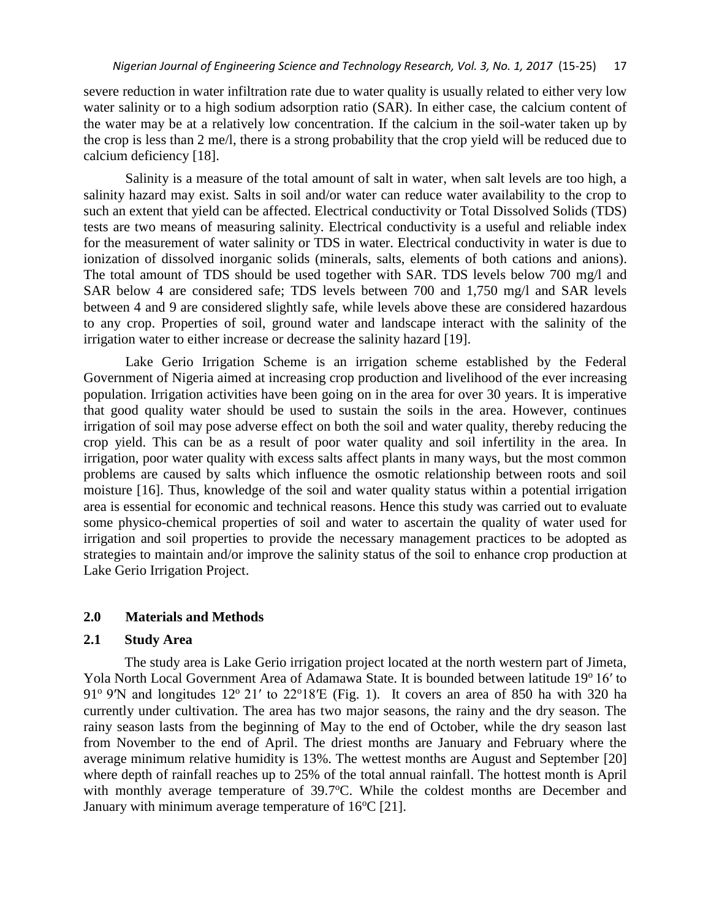severe reduction in water infiltration rate due to water quality is usually related to either very low water salinity or to a high sodium adsorption ratio (SAR). In either case, the calcium content of the water may be at a relatively low concentration. If the calcium in the soil-water taken up by the crop is less than 2 me/l, there is a strong probability that the crop yield will be reduced due to calcium deficiency [18].

Salinity is a measure of the total amount of salt in water, when salt levels are too high, a salinity hazard may exist. Salts in soil and/or water can reduce water availability to the crop to such an extent that yield can be affected. Electrical conductivity or Total Dissolved Solids (TDS) tests are two means of measuring salinity. Electrical conductivity is a useful and reliable index for the measurement of water salinity or TDS in water. Electrical conductivity in water is due to ionization of dissolved inorganic solids (minerals, salts, elements of both cations and anions). The total amount of TDS should be used together with SAR. TDS levels below 700 mg/l and SAR below 4 are considered safe; TDS levels between 700 and 1,750 mg/l and SAR levels between 4 and 9 are considered slightly safe, while levels above these are considered hazardous to any crop. Properties of soil, ground water and landscape interact with the salinity of the irrigation water to either increase or decrease the salinity hazard [19].

Lake Gerio Irrigation Scheme is an irrigation scheme established by the Federal Government of Nigeria aimed at increasing crop production and livelihood of the ever increasing population. Irrigation activities have been going on in the area for over 30 years. It is imperative that good quality water should be used to sustain the soils in the area. However, continues irrigation of soil may pose adverse effect on both the soil and water quality, thereby reducing the crop yield. This can be as a result of poor water quality and soil infertility in the area. In irrigation, poor water quality with excess salts affect plants in many ways, but the most common problems are caused by salts which influence the osmotic relationship between roots and soil moisture [16]. Thus, knowledge of the soil and water quality status within a potential irrigation area is essential for economic and technical reasons. Hence this study was carried out to evaluate some physico-chemical properties of soil and water to ascertain the quality of water used for irrigation and soil properties to provide the necessary management practices to be adopted as strategies to maintain and/or improve the salinity status of the soil to enhance crop production at Lake Gerio Irrigation Project.

## 2.0 Materials and Methods

### 2.1 Study Area

The study area is Lake Gerio irrigation project located at the north western part of Jimeta, Yola North Local Government Area of Adamawa State. It is bounded between latitude 19° 16′ to 91° 9′N and longitudes 12° 21′ to 22°18′E (Fig. 1). It covers an area of 850 ha with 320 ha currently under cultivation. The area has two major seasons, the rainy and the dry season. The rainy season lasts from the beginning of May to the end of October, while the dry season last from November to the end of April. The driest months are January and February where the average minimum relative humidity is 13%. The wettest months are August and September [20] where depth of rainfall reaches up to 25% of the total annual rainfall. The hottest month is April with monthly average temperature of 39.7°C. While the coldest months are December and January with minimum average temperature of 16°C [21].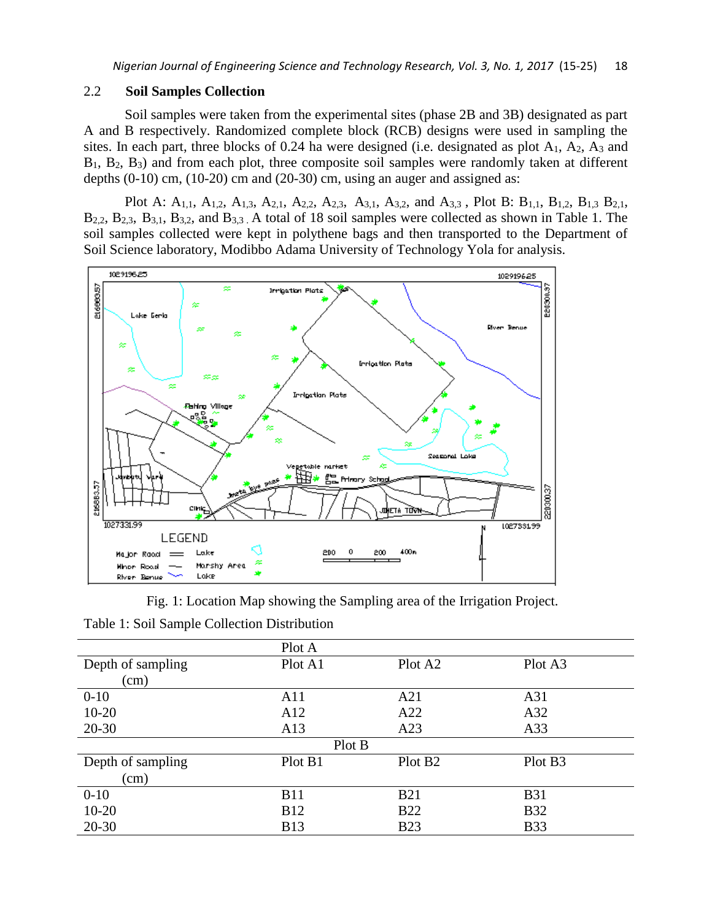### 2.2 Soil Samples Collection

Soil samples were taken from the experimental sites (phase 2B and 3B) designated as part A and B respectively. Randomized complete block (RCB) designs were used in sampling the sites. In each part, three blocks of 0.24 ha were designed (i.e. designated as plot $A_1$, $A_2$, $A_3$ and $B_1$, $B_2$, $B_3$) and from each plot, three composite soil samples were randomly taken at different depths (0-10) cm, (10-20) cm and (20-30) cm, using an auger and assigned as:

Plot A: $A_{1,1}$, $A_{1,2}$, $A_{1,3}$, $A_{2,1}$, $A_{2,2}$, $A_{2,3}$, $A_{3,1}$, $A_{3,2}$, and $A_{3,3}$ , Plot B: $B_{1,1}$, $B_{1,2}$, $B_{1,3}$ $B_{2,1}$, $B_{2,2}$, $B_{2,3}$, $B_{3,1}$, $B_{3,2}$, and $B_{3,3}$ . A total of 18 soil samples were collected as shown in Table 1. The soil samples collected were kept in polythene bags and then transported to the Department of Soil Science laboratory, Modibbo Adama University of Technology Yola for analysis.

Fig. 1: Location Map showing the Sampling area of the Irrigation Project.

Table 1: Soil Sample Collection Distribution

| | Plot A | | |
|---|---|---|---|
| Depth of sampling (cm) | Plot A1 | Plot A2 | Plot A3 |
| 0-10 | A11 | A21 | A31 |
| 10-20 | A12 | A22 | A32 |
| 20-30 | A13 | A23 | A33 |
| | Plot B | | |
| Depth of sampling (cm) | Plot B1 | Plot B2 | Plot B3 |
| 0-10 | B11 | B21 | B31 |
| 10-20 | B12 | B22 | B32 |
| 20-30 | B13 | B23 | B33 |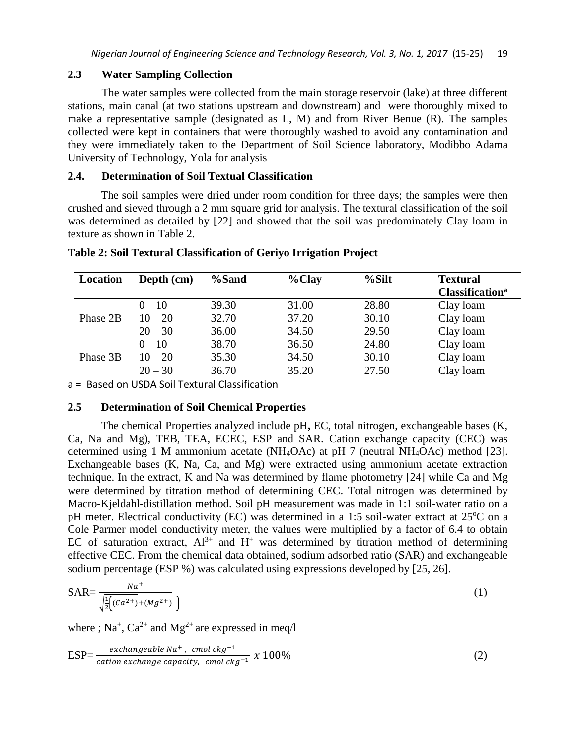## 2.3 Water Sampling Collection

The water samples were collected from the main storage reservoir (lake) at three different stations, main canal (at two stations upstream and downstream) and were thoroughly mixed to make a representative sample (designated as L, M) and from River Benue (R). The samples collected were kept in containers that were thoroughly washed to avoid any contamination and they were immediately taken to the Department of Soil Science laboratory, Modibbo Adama University of Technology, Yola for analysis

## 2.4. Determination of Soil Textual Classification

The soil samples were dried under room condition for three days; the samples were then crushed and sieved through a 2 mm square grid for analysis. The textural classification of the soil was determined as detailed by [22] and showed that the soil was predominately Clay loam in texture as shown in Table 2.

**Table 2: Soil Textural Classification of Geriyo Irrigation Project**

| Location | Depth (cm) | %Sand | %Clay | %Silt | Textural Classification[a] |
|---|---|---|---|---|---|
| | 0 – 10 | 39.30 | 31.00 | 28.80 | Clay loam |
| Phase 2B | 10 – 20 | 32.70 | 37.20 | 30.10 | Clay loam |
| | 20 – 30 | 36.00 | 34.50 | 29.50 | Clay loam |
| | 0 – 10 | 38.70 | 36.50 | 24.80 | Clay loam |
| Phase 3B | 10 – 20 | 35.30 | 34.50 | 30.10 | Clay loam |
| | 20 – 30 | 36.70 | 35.20 | 27.50 | Clay loam |

a = Based on USDA Soil Textural Classification

## 2.5 Determination of Soil Chemical Properties

The chemical Properties analyzed include pH**,** EC, total nitrogen, exchangeable bases (K, Ca, Na and Mg), TEB, TEA, ECEC, ESP and SAR. Cation exchange capacity (CEC) was determined using 1 M ammonium acetate ($NH_4OAc$) at pH 7 (neutral $NH_4OAc$) method [23]. Exchangeable bases (K, Na, Ca, and Mg) were extracted using ammonium acetate extraction technique. In the extract, K and Na was determined by flame photometry [24] while Ca and Mg were determined by titration method of determining CEC. Total nitrogen was determined by Macro-Kjeldahl-distillation method. Soil pH measurement was made in 1:1 soil-water ratio on a pH meter. Electrical conductivity (EC) was determined in a 1:5 soil-water extract at 25°C on a Cole Parmer model conductivity meter, the values were multiplied by a factor of 6.4 to obtain EC of saturation extract, $Al^{3+}$ and $H^+$ was determined by titration method of determining effective CEC. From the chemical data obtained, sodium adsorbed ratio (SAR) and exchangeable sodium percentage (ESP %) was calculated using expressions developed by [25, 26].

$$\text{SAR}=\frac{Na^+}{\sqrt{\frac{1}{2}\left((Ca^{2+})+(Mg^{2+})\right)}} \tag{1}$$

where ; $Na^+$, $Ca^{2+}$ and $Mg^{2+}$ are expressed in meq/l

$$\text{ESP}=\frac{exchangeable\ Na^+,\ cmol\ ckg^{-1}}{cation\ exchange\ capacity,\ \ cmol\ ckg^{-1}}\ x\ 100\% \tag{2}$$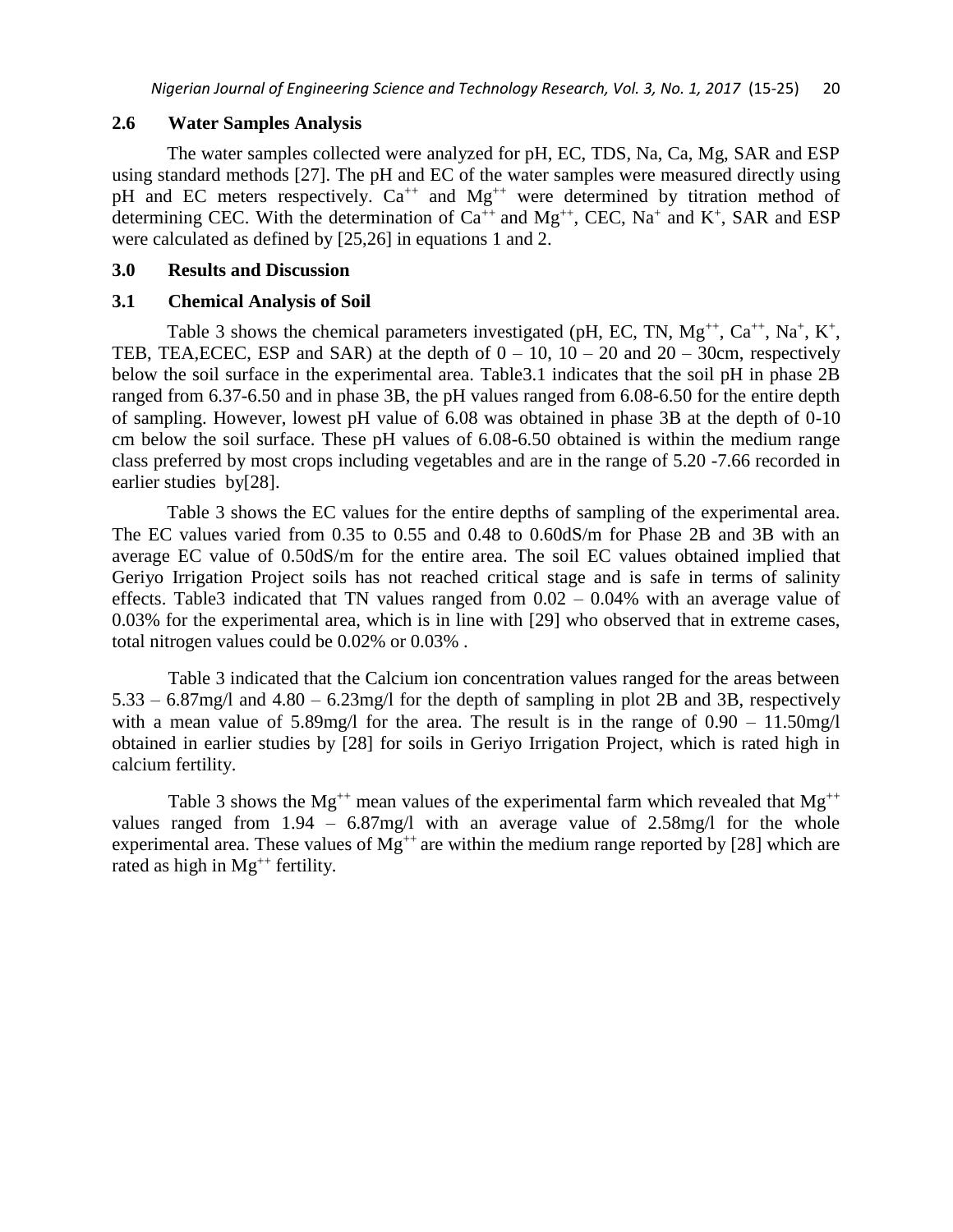### 2.6 Water Samples Analysis

The water samples collected were analyzed for pH, EC, TDS, Na, Ca, Mg, SAR and ESP using standard methods [27]. The pH and EC of the water samples were measured directly using pH and EC meters respectively. $Ca^{++}$ and $Mg^{++}$ were determined by titration method of determining CEC. With the determination of $Ca^{++}$ and $Mg^{++}$, CEC, $Na^{+}$ and $K^{+}$, SAR and ESP were calculated as defined by [25,26] in equations 1 and 2.

## 3.0 Results and Discussion

### 3.1 Chemical Analysis of Soil

Table 3 shows the chemical parameters investigated (pH, EC, TN, $Mg^{++}$, $Ca^{++}$, $Na^{+}$, $K^{+}$, TEB, TEA,ECEC, ESP and SAR) at the depth of 0 – 10, 10 – 20 and 20 – 30cm, respectively below the soil surface in the experimental area. Table3.1 indicates that the soil pH in phase 2B ranged from 6.37-6.50 and in phase 3B, the pH values ranged from 6.08-6.50 for the entire depth of sampling. However, lowest pH value of 6.08 was obtained in phase 3B at the depth of 0-10 cm below the soil surface. These pH values of 6.08-6.50 obtained is within the medium range class preferred by most crops including vegetables and are in the range of 5.20 -7.66 recorded in earlier studies by[28].

Table 3 shows the EC values for the entire depths of sampling of the experimental area. The EC values varied from 0.35 to 0.55 and 0.48 to 0.60dS/m for Phase 2B and 3B with an average EC value of 0.50dS/m for the entire area. The soil EC values obtained implied that Geriyo Irrigation Project soils has not reached critical stage and is safe in terms of salinity effects. Table3 indicated that TN values ranged from 0.02 – 0.04% with an average value of 0.03% for the experimental area, which is in line with [29] who observed that in extreme cases, total nitrogen values could be 0.02% or 0.03% .

Table 3 indicated that the Calcium ion concentration values ranged for the areas between 5.33 – 6.87mg/l and 4.80 – 6.23mg/l for the depth of sampling in plot 2B and 3B, respectively with a mean value of 5.89mg/l for the area. The result is in the range of 0.90 – 11.50mg/l obtained in earlier studies by [28] for soils in Geriyo Irrigation Project, which is rated high in calcium fertility.

Table 3 shows the $Mg^{++}$ mean values of the experimental farm which revealed that $Mg^{++}$ values ranged from 1.94 – 6.87mg/l with an average value of 2.58mg/l for the whole experimental area. These values of $Mg^{++}$ are within the medium range reported by [28] which are rated as high in $Mg^{++}$ fertility.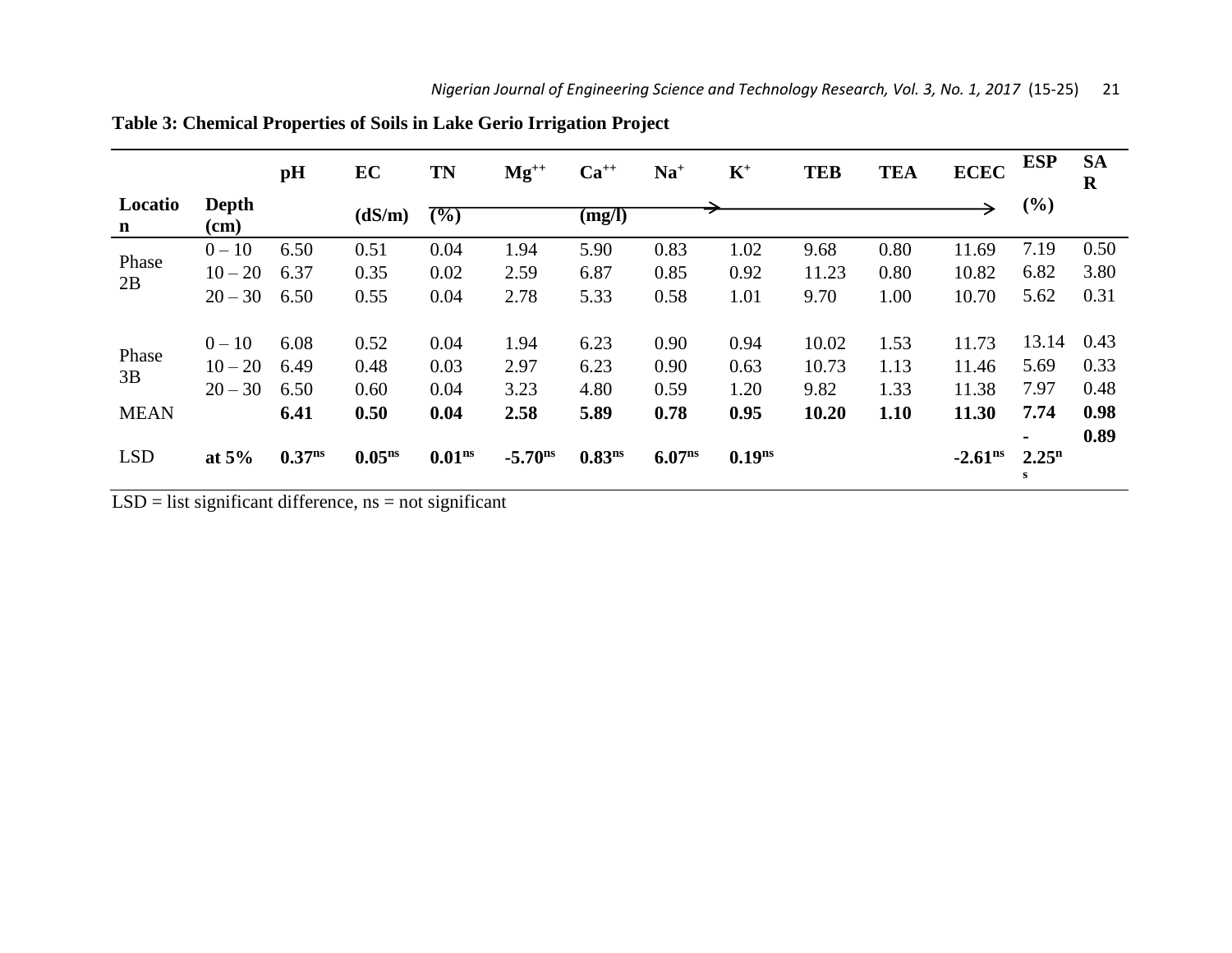**Table 3: Chemical Properties of Soils in Lake Gerio Irrigation Project**

| Location | Depth (cm) | pH | EC (dS/m) | TN (%) | $Mg^{++}$ | $Ca^{++}$ (mg/l) | $Na^{+}$ | $K^{+}$ | TEB | TEA | ECEC | ESP (%) | SAR |
|---|---|---|---|---|---|---|---|---|---|---|---|---|---|
| Phase 2B | 0 – 10 | 6.50 | 0.51 | 0.04 | 1.94 | 5.90 | 0.83 | 1.02 | 9.68 | 0.80 | 11.69 | 7.19 | 0.50 |
| | 10 – 20 | 6.37 | 0.35 | 0.02 | 2.59 | 6.87 | 0.85 | 0.92 | 11.23 | 0.80 | 10.82 | 6.82 | 3.80 |
| | 20 – 30 | 6.50 | 0.55 | 0.04 | 2.78 | 5.33 | 0.58 | 1.01 | 9.70 | 1.00 | 10.70 | 5.62 | 0.31 |
| Phase 3B | 0 – 10 | 6.08 | 0.52 | 0.04 | 1.94 | 6.23 | 0.90 | 0.94 | 10.02 | 1.53 | 11.73 | 13.14 | 0.43 |
| | 10 – 20 | 6.49 | 0.48 | 0.03 | 2.97 | 6.23 | 0.90 | 0.63 | 10.73 | 1.13 | 11.46 | 5.69 | 0.33 |
| | 20 – 30 | 6.50 | 0.60 | 0.04 | 3.23 | 4.80 | 0.59 | 1.20 | 9.82 | 1.33 | 11.38 | 7.97 | 0.48 |
| **MEAN** | | **6.41** | **0.50** | **0.04** | **2.58** | **5.89** | **0.78** | **0.95** | **10.20** | **1.10** | **11.30** | **7.74** | **0.98** |
| LSD | **at 5%** | **0.37$^{ns}$** | **0.05$^{ns}$** | **0.01$^{ns}$** | **-5.70$^{ns}$** | **0.83$^{ns}$** | **6.07$^{ns}$** | **0.19$^{ns}$** | | | **-2.61$^{ns}$** | **-2.25$^{ns}$** | **0.89** |

LSD = list significant difference, ns = not significant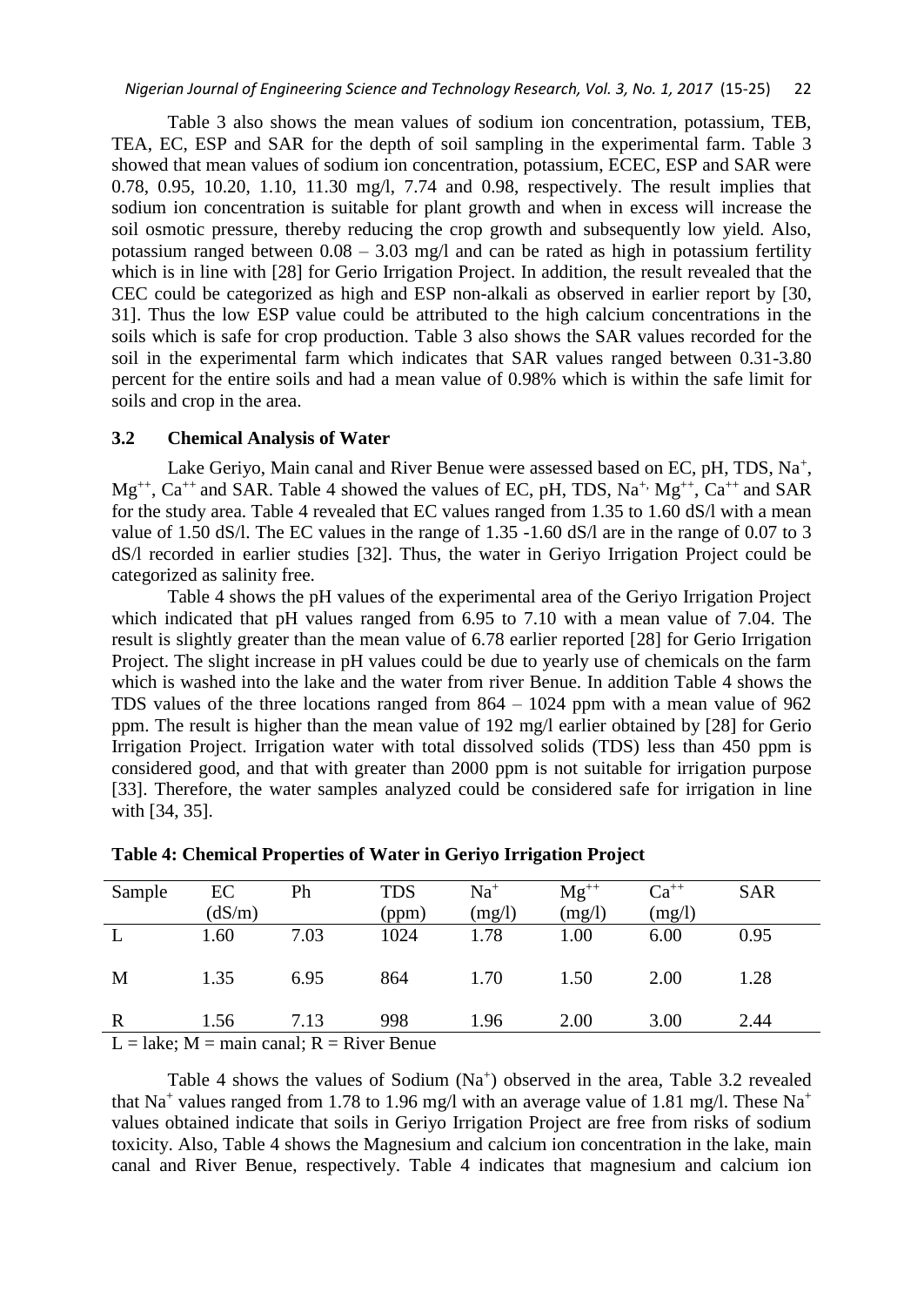Table 3 also shows the mean values of sodium ion concentration, potassium, TEB, TEA, EC, ESP and SAR for the depth of soil sampling in the experimental farm. Table 3 showed that mean values of sodium ion concentration, potassium, ECEC, ESP and SAR were 0.78, 0.95, 10.20, 1.10, 11.30 mg/l, 7.74 and 0.98, respectively. The result implies that sodium ion concentration is suitable for plant growth and when in excess will increase the soil osmotic pressure, thereby reducing the crop growth and subsequently low yield. Also, potassium ranged between 0.08 – 3.03 mg/l and can be rated as high in potassium fertility which is in line with [28] for Gerio Irrigation Project. In addition, the result revealed that the CEC could be categorized as high and ESP non-alkali as observed in earlier report by [30, 31]. Thus the low ESP value could be attributed to the high calcium concentrations in the soils which is safe for crop production. Table 3 also shows the SAR values recorded for the soil in the experimental farm which indicates that SAR values ranged between 0.31-3.80 percent for the entire soils and had a mean value of 0.98% which is within the safe limit for soils and crop in the area.

### 3.2 Chemical Analysis of Water

Lake Geriyo, Main canal and River Benue were assessed based on EC, pH, TDS, $Na^+$, $Mg^{++}$, $Ca^{++}$ and SAR. Table 4 showed the values of EC, pH, TDS, $Na^+$, $Mg^{++}$, $Ca^{++}$ and SAR for the study area. Table 4 revealed that EC values ranged from 1.35 to 1.60 dS/l with a mean value of 1.50 dS/l. The EC values in the range of 1.35 -1.60 dS/l are in the range of 0.07 to 3 dS/l recorded in earlier studies [32]. Thus, the water in Geriyo Irrigation Project could be categorized as salinity free.

Table 4 shows the pH values of the experimental area of the Geriyo Irrigation Project which indicated that pH values ranged from 6.95 to 7.10 with a mean value of 7.04. The result is slightly greater than the mean value of 6.78 earlier reported [28] for Gerio Irrigation Project. The slight increase in pH values could be due to yearly use of chemicals on the farm which is washed into the lake and the water from river Benue. In addition Table 4 shows the TDS values of the three locations ranged from 864 – 1024 ppm with a mean value of 962 ppm. The result is higher than the mean value of 192 mg/l earlier obtained by [28] for Gerio Irrigation Project. Irrigation water with total dissolved solids (TDS) less than 450 ppm is considered good, and that with greater than 2000 ppm is not suitable for irrigation purpose [33]. Therefore, the water samples analyzed could be considered safe for irrigation in line with [34, 35].

**Table 4: Chemical Properties of Water in Geriyo Irrigation Project**

| Sample | EC (dS/m) | Ph | TDS (ppm) | $Na^+$ (mg/l) | $Mg^{++}$ (mg/l) | $Ca^{++}$ (mg/l) | SAR |
|---|---|---|---|---|---|---|---|
| L | 1.60 | 7.03 | 1024 | 1.78 | 1.00 | 6.00 | 0.95 |
| M | 1.35 | 6.95 | 864 | 1.70 | 1.50 | 2.00 | 1.28 |
| R | 1.56 | 7.13 | 998 | 1.96 | 2.00 | 3.00 | 2.44 |

L = lake; M = main canal; R = River Benue

Table 4 shows the values of Sodium ($Na^+$) observed in the area, Table 3.2 revealed that $Na^+$ values ranged from 1.78 to 1.96 mg/l with an average value of 1.81 mg/l. These $Na^+$ values obtained indicate that soils in Geriyo Irrigation Project are free from risks of sodium toxicity. Also, Table 4 shows the Magnesium and calcium ion concentration in the lake, main canal and River Benue, respectively. Table 4 indicates that magnesium and calcium ion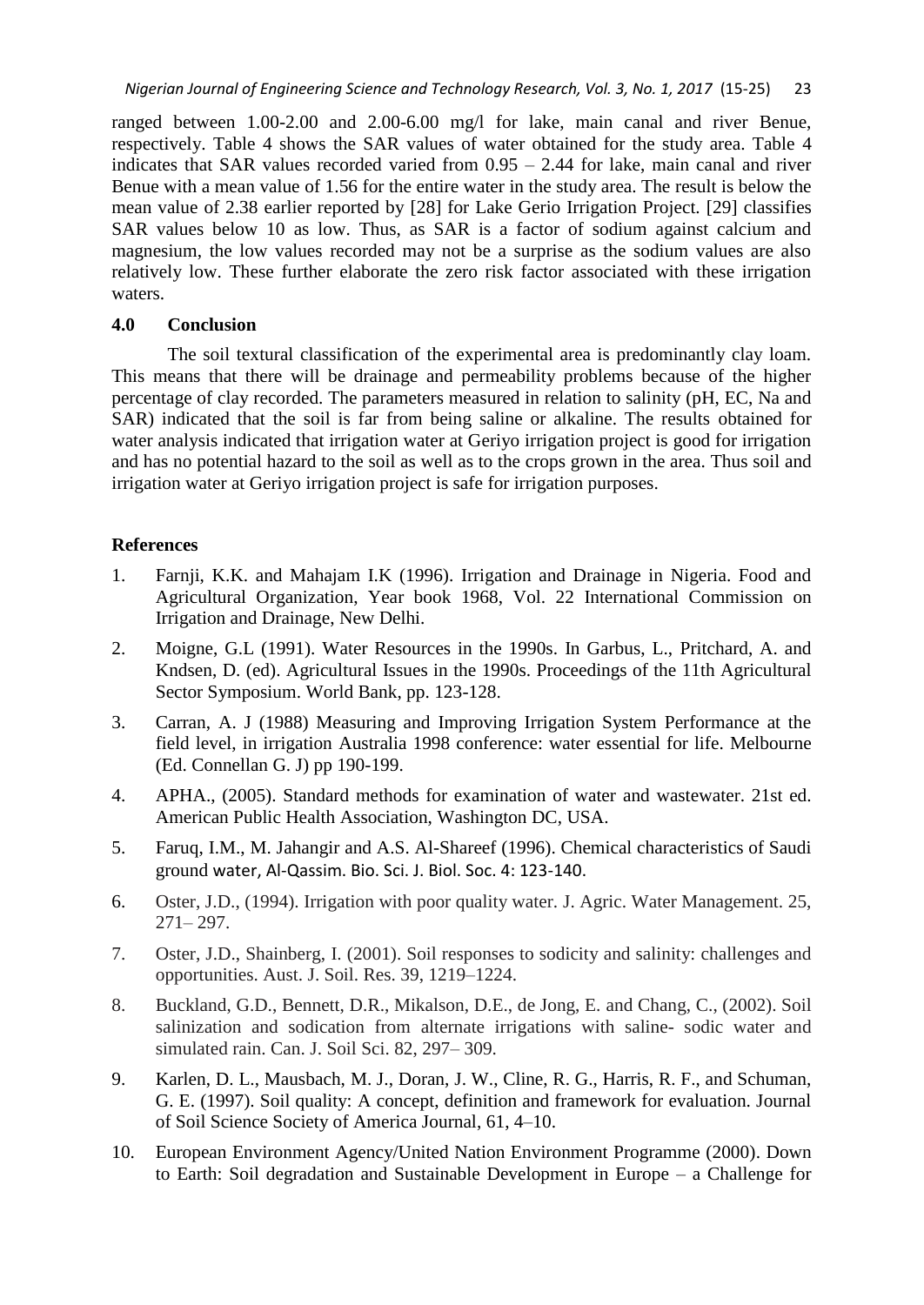ranged between 1.00-2.00 and 2.00-6.00 mg/l for lake, main canal and river Benue, respectively. Table 4 shows the SAR values of water obtained for the study area. Table 4 indicates that SAR values recorded varied from 0.95 – 2.44 for lake, main canal and river Benue with a mean value of 1.56 for the entire water in the study area. The result is below the mean value of 2.38 earlier reported by [28] for Lake Gerio Irrigation Project. [29] classifies SAR values below 10 as low. Thus, as SAR is a factor of sodium against calcium and magnesium, the low values recorded may not be a surprise as the sodium values are also relatively low. These further elaborate the zero risk factor associated with these irrigation waters.

## 4.0 Conclusion

The soil textural classification of the experimental area is predominantly clay loam. This means that there will be drainage and permeability problems because of the higher percentage of clay recorded. The parameters measured in relation to salinity (pH, EC, Na and SAR) indicated that the soil is far from being saline or alkaline. The results obtained for water analysis indicated that irrigation water at Geriyo irrigation project is good for irrigation and has no potential hazard to the soil as well as to the crops grown in the area. Thus soil and irrigation water at Geriyo irrigation project is safe for irrigation purposes.

## References

1. Farnji, K.K. and Mahajam I.K (1996). Irrigation and Drainage in Nigeria. Food and Agricultural Organization, Year book 1968, Vol. 22 International Commission on Irrigation and Drainage, New Delhi.
2. Moigne, G.L (1991). Water Resources in the 1990s. In Garbus, L., Pritchard, A. and Kndsen, D. (ed). Agricultural Issues in the 1990s. Proceedings of the 11th Agricultural Sector Symposium. World Bank, pp. 123-128.
3. Carran, A. J (1988) Measuring and Improving Irrigation System Performance at the field level, in irrigation Australia 1998 conference: water essential for life. Melbourne (Ed. Connellan G. J) pp 190-199.
4. APHA., (2005). Standard methods for examination of water and wastewater. 21st ed. American Public Health Association, Washington DC, USA.
5. Faruq, I.M., M. Jahangir and A.S. Al-Shareef (1996). Chemical characteristics of Saudi ground water, Al-Qassim. Bio. Sci. J. Biol. Soc. 4: 123-140.
6. Oster, J.D., (1994). Irrigation with poor quality water. J. Agric. Water Management. 25, 271– 297.
7. Oster, J.D., Shainberg, I. (2001). Soil responses to sodicity and salinity: challenges and opportunities. Aust. J. Soil. Res. 39, 1219–1224.
8. Buckland, G.D., Bennett, D.R., Mikalson, D.E., de Jong, E. and Chang, C., (2002). Soil salinization and sodication from alternate irrigations with saline- sodic water and simulated rain. Can. J. Soil Sci. 82, 297– 309.
9. Karlen, D. L., Mausbach, M. J., Doran, J. W., Cline, R. G., Harris, R. F., and Schuman, G. E. (1997). Soil quality: A concept, definition and framework for evaluation. Journal of Soil Science Society of America Journal, 61, 4–10.
10. European Environment Agency/United Nation Environment Programme (2000). Down to Earth: Soil degradation and Sustainable Development in Europe – a Challenge for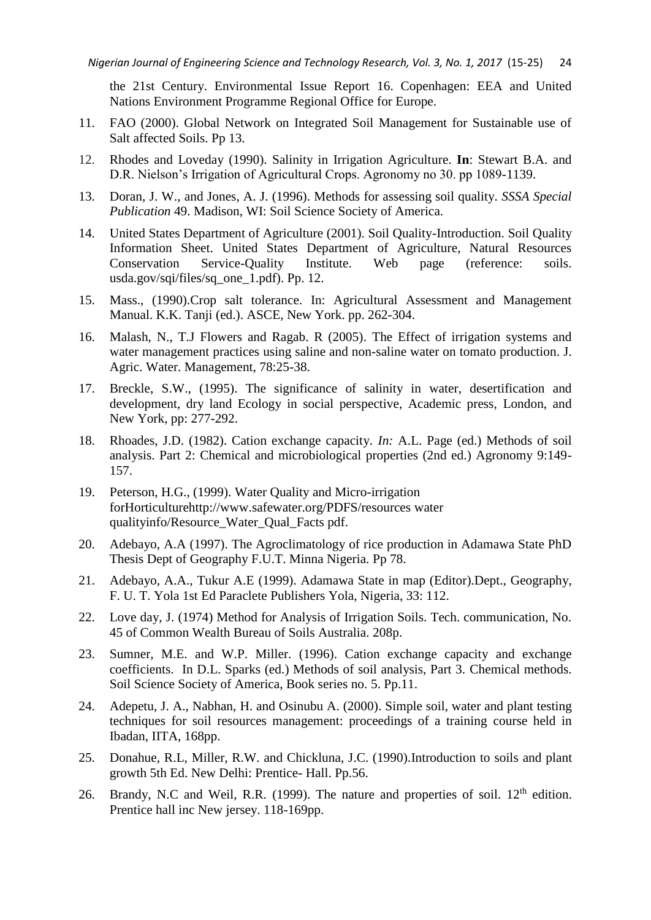the 21st Century. Environmental Issue Report 16. Copenhagen: EEA and United Nations Environment Programme Regional Office for Europe.

11. FAO (2000). Global Network on Integrated Soil Management for Sustainable use of Salt affected Soils. Pp 13.
12. Rhodes and Loveday (1990). Salinity in Irrigation Agriculture. **In**: Stewart B.A. and D.R. Nielson's Irrigation of Agricultural Crops. Agronomy no 30. pp 1089-1139.
13. Doran, J. W., and Jones, A. J. (1996). Methods for assessing soil quality. *SSSA Special Publication* 49. Madison, WI: Soil Science Society of America.
14. United States Department of Agriculture (2001). Soil Quality-Introduction. Soil Quality Information Sheet. United States Department of Agriculture, Natural Resources Conservation Service-Quality Institute. Web page (reference: soils. usda.gov/sqi/files/sq_one_1.pdf). Pp. 12.
15. Mass., (1990).Crop salt tolerance. In: Agricultural Assessment and Management Manual. K.K. Tanji (ed.). ASCE, New York. pp. 262-304.
16. Malash, N., T.J Flowers and Ragab. R (2005). The Effect of irrigation systems and water management practices using saline and non-saline water on tomato production. J. Agric. Water. Management, 78:25-38.
17. Breckle, S.W., (1995). The significance of salinity in water, desertification and development, dry land Ecology in social perspective, Academic press, London, and New York, pp: 277-292.
18. Rhoades, J.D. (1982). Cation exchange capacity. *In:* A.L. Page (ed.) Methods of soil analysis. Part 2: Chemical and microbiological properties (2nd ed.) Agronomy 9:149-157.
19. Peterson, H.G., (1999). Water Quality and Micro-irrigation forHorticulturehttp://www.safewater.org/PDFS/resources water qualityinfo/Resource_Water_Qual_Facts pdf.
20. Adebayo, A.A (1997). The Agroclimatology of rice production in Adamawa State PhD Thesis Dept of Geography F.U.T. Minna Nigeria. Pp 78.
21. Adebayo, A.A., Tukur A.E (1999). Adamawa State in map (Editor).Dept., Geography, F. U. T. Yola 1st Ed Paraclete Publishers Yola, Nigeria, 33: 112.
22. Love day, J. (1974) Method for Analysis of Irrigation Soils. Tech. communication, No. 45 of Common Wealth Bureau of Soils Australia. 208p.
23. Sumner, M.E. and W.P. Miller. (1996). Cation exchange capacity and exchange coefficients. In D.L. Sparks (ed.) Methods of soil analysis, Part 3. Chemical methods. Soil Science Society of America, Book series no. 5. Pp.11.
24. Adepetu, J. A., Nabhan, H. and Osinubu A. (2000). Simple soil, water and plant testing techniques for soil resources management: proceedings of a training course held in Ibadan, IITA, 168pp.
25. Donahue, R.L, Miller, R.W. and Chickluna, J.C. (1990).Introduction to soils and plant growth 5th Ed. New Delhi: Prentice- Hall. Pp.56.
26. Brandy, N.C and Weil, R.R. (1999). The nature and properties of soil. $12^{th}$ edition. Prentice hall inc New jersey. 118-169pp.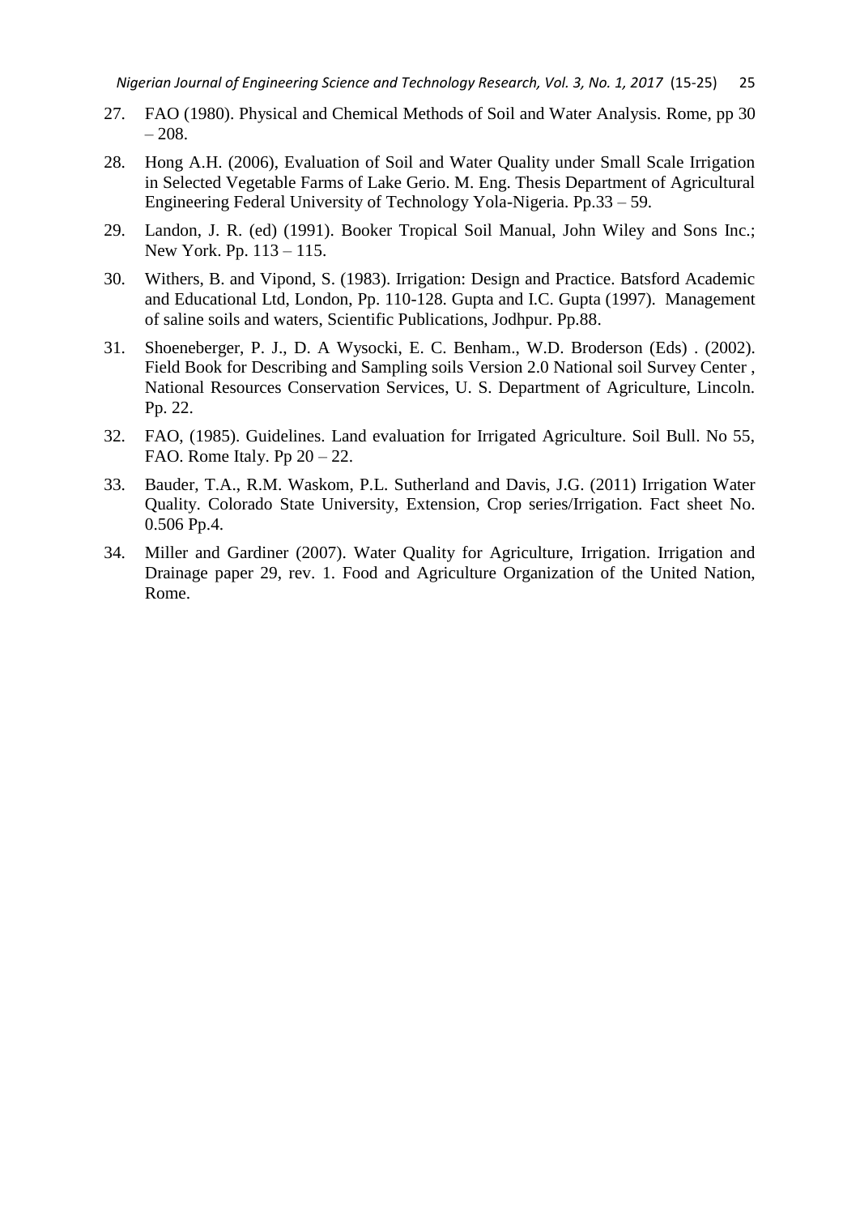27. FAO (1980). Physical and Chemical Methods of Soil and Water Analysis. Rome, pp 30 – 208.

28. Hong A.H. (2006), Evaluation of Soil and Water Quality under Small Scale Irrigation in Selected Vegetable Farms of Lake Gerio. M. Eng. Thesis Department of Agricultural Engineering Federal University of Technology Yola-Nigeria. Pp.33 – 59.

29. Landon, J. R. (ed) (1991). Booker Tropical Soil Manual, John Wiley and Sons Inc.; New York. Pp. 113 – 115.

30. Withers, B. and Vipond, S. (1983). Irrigation: Design and Practice. Batsford Academic and Educational Ltd, London, Pp. 110-128. Gupta and I.C. Gupta (1997). Management of saline soils and waters, Scientific Publications, Jodhpur. Pp.88.

31. Shoeneberger, P. J., D. A Wysocki, E. C. Benham., W.D. Broderson (Eds) . (2002). Field Book for Describing and Sampling soils Version 2.0 National soil Survey Center , National Resources Conservation Services, U. S. Department of Agriculture, Lincoln. Pp. 22.

32. FAO, (1985). Guidelines. Land evaluation for Irrigated Agriculture. Soil Bull. No 55, FAO. Rome Italy. Pp 20 – 22.

33. Bauder, T.A., R.M. Waskom, P.L. Sutherland and Davis, J.G. (2011) Irrigation Water Quality. Colorado State University, Extension, Crop series/Irrigation. Fact sheet No. 0.506 Pp.4.

34. Miller and Gardiner (2007). Water Quality for Agriculture, Irrigation. Irrigation and Drainage paper 29, rev. 1. Food and Agriculture Organization of the United Nation, Rome.